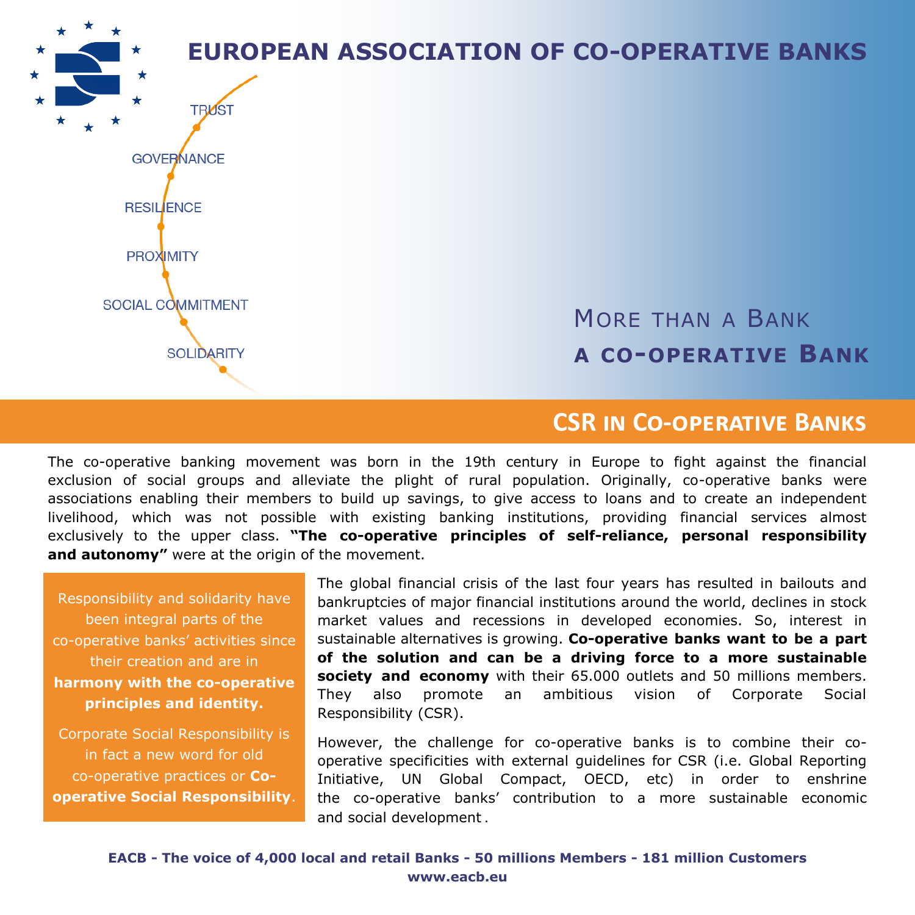# EUROPEAN ASSOCIATION OF CO-OPERATIVE BANKS

TRUST

GOVERNANCE

RESILIENCE

PROXIMITY

SOCIAL COMMITMENT

SOLIDARITY

MORE THAN A BANK

**A CO-OPERATIVE BANK**

## CSR IN CO-OPERATIVE BANKS

The co-operative banking movement was born in the 19th century in Europe to fight against the financial exclusion of social groups and alleviate the plight of rural population. Originally, co-operative banks were associations enabling their members to build up savings, to give access to loans and to create an independent livelihood, which was not possible with existing banking institutions, providing financial services almost exclusively to the upper class. **"The co-operative principles of self-reliance, personal responsibility and autonomy"** were at the origin of the movement.

Responsibility and solidarity have been integral parts of the co-operative banks' activities since their creation and are in **harmony with the co-operative principles and identity.**

Corporate Social Responsibility is in fact a new word for old co-operative practices or **Co-operative Social Responsibility**.

The global financial crisis of the last four years has resulted in bailouts and bankruptcies of major financial institutions around the world, declines in stock market values and recessions in developed economies. So, interest in sustainable alternatives is growing. **Co-operative banks want to be a part of the solution and can be a driving force to a more sustainable society and economy** with their 65.000 outlets and 50 millions members. They also promote an ambitious vision of Corporate Social Responsibility (CSR).

However, the challenge for co-operative banks is to combine their co-operative specificities with external guidelines for CSR (i.e. Global Reporting Initiative, UN Global Compact, OECD, etc) in order to enshrine the co-operative banks' contribution to a more sustainable economic and social development.

**EACB - The voice of 4,000 local and retail Banks - 50 millions Members - 181 million Customers**

**www.eacb.eu**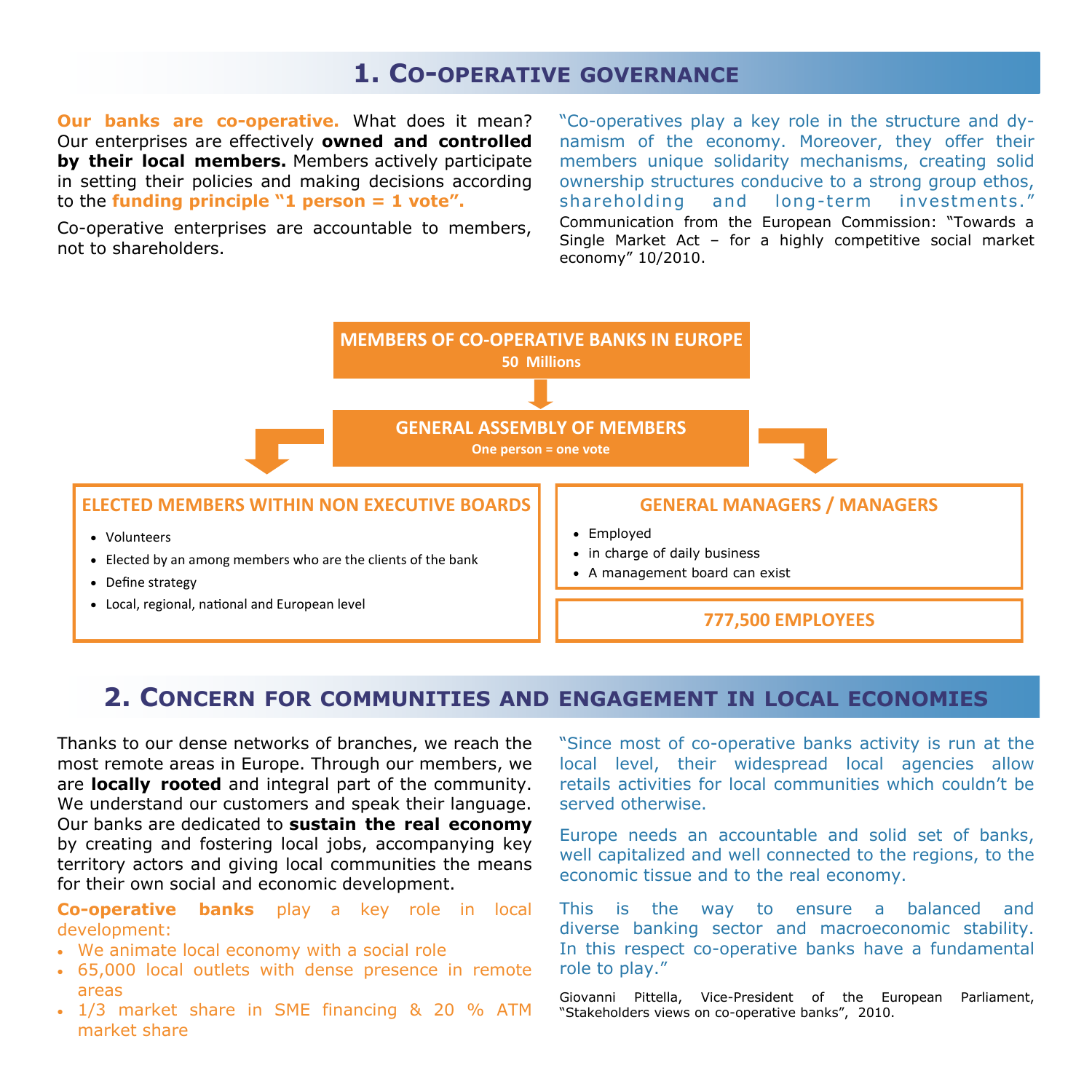## 1. Co-operative governance

**Our banks are co-operative.** What does it mean? Our enterprises are effectively **owned and controlled by their local members.** Members actively participate in setting their policies and making decisions according to the **funding principle "1 person = 1 vote".**

Co-operative enterprises are accountable to members, not to shareholders.

"Co-operatives play a key role in the structure and dynamism of the economy. Moreover, they offer their members unique solidarity mechanisms, creating solid ownership structures conducive to a strong group ethos, shareholding and long-term investments."
Communication from the European Commission: "Towards a Single Market Act – for a highly competitive social market economy" 10/2010.

**MEMBERS OF CO-OPERATIVE BANKS IN EUROPE**
**50 Millions**

**GENERAL ASSEMBLY OF MEMBERS**
**One person = one vote**

**ELECTED MEMBERS WITHIN NON EXECUTIVE BOARDS**

- Volunteers
- Elected by an among members who are the clients of the bank
- Define strategy
- Local, regional, national and European level

**GENERAL MANAGERS / MANAGERS**

- Employed
- in charge of daily business
- A management board can exist

**777,500 EMPLOYEES**

## 2. Concern for communities and engagement in local economies

Thanks to our dense networks of branches, we reach the most remote areas in Europe. Through our members, we are **locally rooted** and integral part of the community. We understand our customers and speak their language. Our banks are dedicated to **sustain the real economy** by creating and fostering local jobs, accompanying key territory actors and giving local communities the means for their own social and economic development.

**Co-operative banks** play a key role in local development:

- We animate local economy with a social role
- 65,000 local outlets with dense presence in remote areas
- 1/3 market share in SME financing & 20 % ATM market share

"Since most of co-operative banks activity is run at the local level, their widespread local agencies allow retails activities for local communities which couldn't be served otherwise.

Europe needs an accountable and solid set of banks, well capitalized and well connected to the regions, to the economic tissue and to the real economy.

This is the way to ensure a balanced and diverse banking sector and macroeconomic stability. In this respect co-operative banks have a fundamental role to play."

Giovanni Pittella, Vice-President of the European Parliament, "Stakeholders views on co-operative banks", 2010.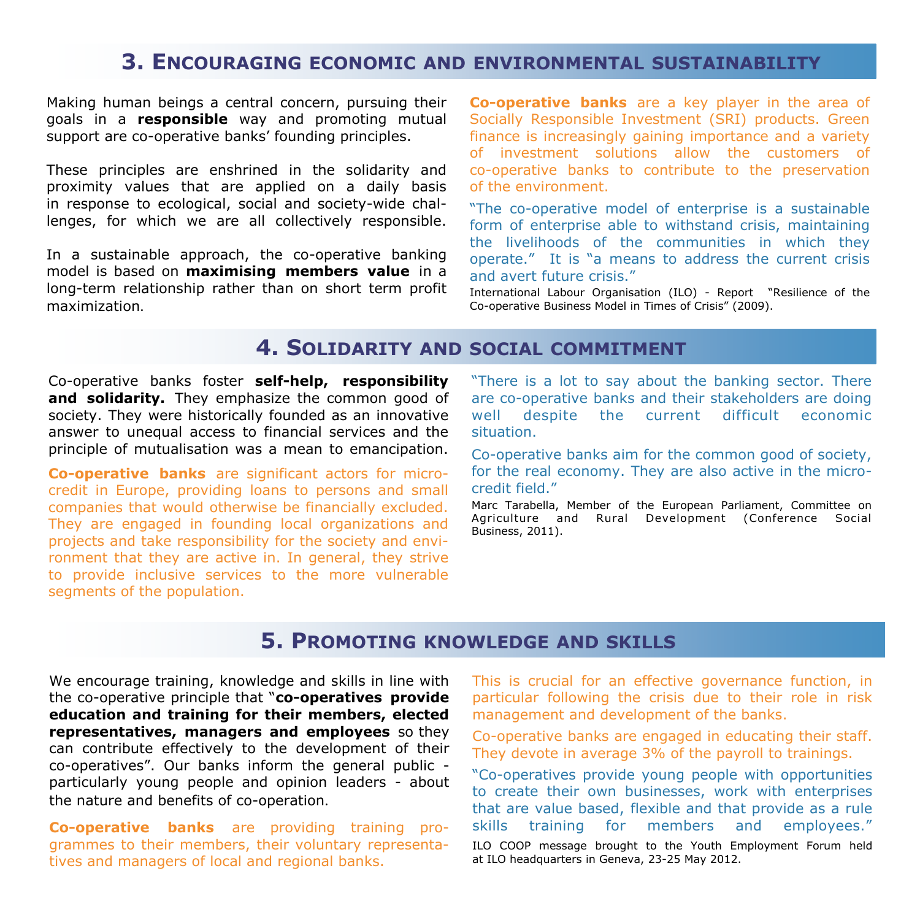## 3. Encouraging economic and environmental sustainability

Making human beings a central concern, pursuing their goals in a **responsible** way and promoting mutual support are co-operative banks' founding principles.

These principles are enshrined in the solidarity and proximity values that are applied on a daily basis in response to ecological, social and society-wide challenges, for which we are all collectively responsible.

In a sustainable approach, the co-operative banking model is based on **maximising members value** in a long-term relationship rather than on short term profit maximization.

**Co-operative banks** are a key player in the area of Socially Responsible Investment (SRI) products. Green finance is increasingly gaining importance and a variety of investment solutions allow the customers of co-operative banks to contribute to the preservation of the environment.

"The co-operative model of enterprise is a sustainable form of enterprise able to withstand crisis, maintaining the livelihoods of the communities in which they operate." It is "a means to address the current crisis and avert future crisis."

International Labour Organisation (ILO) - Report "Resilience of the Co-operative Business Model in Times of Crisis" (2009).

## 4. Solidarity and social commitment

Co-operative banks foster **self-help, responsibility and solidarity.** They emphasize the common good of society. They were historically founded as an innovative answer to unequal access to financial services and the principle of mutualisation was a mean to emancipation.

**Co-operative banks** are significant actors for micro-credit in Europe, providing loans to persons and small companies that would otherwise be financially excluded. They are engaged in founding local organizations and projects and take responsibility for the society and environment that they are active in. In general, they strive to provide inclusive services to the more vulnerable segments of the population.

"There is a lot to say about the banking sector. There are co-operative banks and their stakeholders are doing well despite the current difficult economic situation.

Co-operative banks aim for the common good of society, for the real economy. They are also active in the micro-credit field."

Marc Tarabella, Member of the European Parliament, Committee on Agriculture and Rural Development (Conference Social Business, 2011).

## 5. Promoting knowledge and skills

We encourage training, knowledge and skills in line with the co-operative principle that "**co-operatives provide education and training for their members, elected representatives, managers and employees** so they can contribute effectively to the development of their co-operatives". Our banks inform the general public - particularly young people and opinion leaders - about the nature and benefits of co-operation.

**Co-operative banks** are providing training programmes to their members, their voluntary representatives and managers of local and regional banks.

This is crucial for an effective governance function, in particular following the crisis due to their role in risk management and development of the banks.

Co-operative banks are engaged in educating their staff. They devote in average 3% of the payroll to trainings.

"Co-operatives provide young people with opportunities to create their own businesses, work with enterprises that are value based, flexible and that provide as a rule skills training for members and employees."

ILO COOP message brought to the Youth Employment Forum held at ILO headquarters in Geneva, 23-25 May 2012.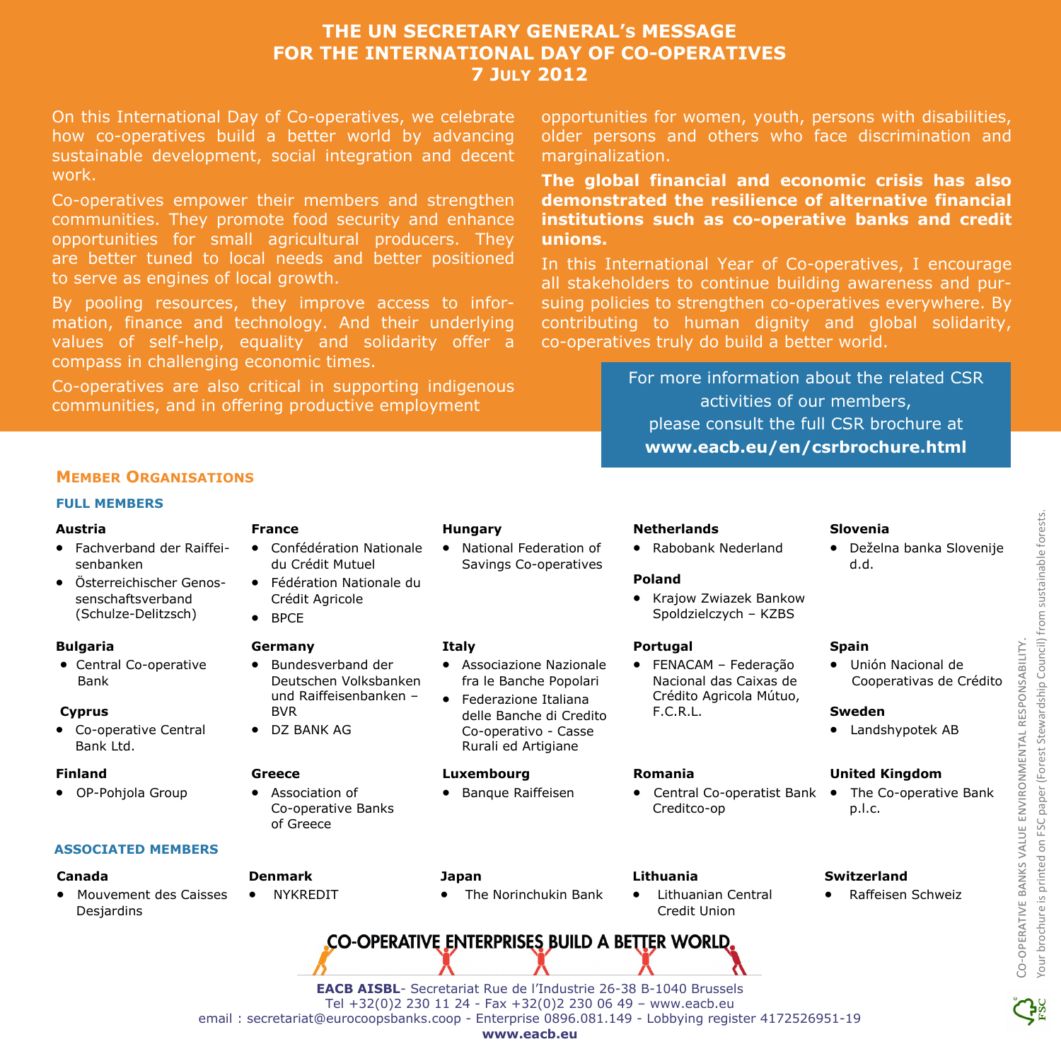# THE UN SECRETARY GENERAL's MESSAGE FOR THE INTERNATIONAL DAY OF CO-OPERATIVES 7 JULY 2012

On this International Day of Co-operatives, we celebrate how co-operatives build a better world by advancing sustainable development, social integration and decent work.

Co-operatives empower their members and strengthen communities. They promote food security and enhance opportunities for small agricultural producers. They are better tuned to local needs and better positioned to serve as engines of local growth.

By pooling resources, they improve access to information, finance and technology. And their underlying values of self-help, equality and solidarity offer a compass in challenging economic times.

Co-operatives are also critical in supporting indigenous communities, and in offering productive employment opportunities for women, youth, persons with disabilities, older persons and others who face discrimination and marginalization.

**The global financial and economic crisis has also demonstrated the resilience of alternative financial institutions such as co-operative banks and credit unions.**

In this International Year of Co-operatives, I encourage all stakeholders to continue building awareness and pursuing policies to strengthen co-operatives everywhere. By contributing to human dignity and global solidarity, co-operatives truly do build a better world.

For more information about the related CSR activities of our members, please consult the full CSR brochure at **www.eacb.eu/en/csrbrochure.html**

## MEMBER ORGANISATIONS

### FULL MEMBERS

**Austria**
- Fachverband der Raiffeisenbanken
- Österreichischer Genossenschaftsverband (Schulze-Delitzsch)

**Bulgaria**
- Central Co-operative Bank

**Cyprus**
- Co-operative Central Bank Ltd.

**Finland**
- OP-Pohjola Group

**France**
- Confédération Nationale du Crédit Mutuel
- Fédération Nationale du Crédit Agricole
- BPCE

**Germany**
- Bundesverband der Deutschen Volksbanken und Raiffeisenbanken – BVR
- DZ BANK AG

**Greece**
- Association of Co-operative Banks of Greece

**Hungary**
- National Federation of Savings Co-operatives

**Italy**
- Associazione Nazionale fra le Banche Popolari
- Federazione Italiana delle Banche di Credito Co-operativo - Casse Rurali ed Artigiane

**Luxembourg**
- Banque Raiffeisen

**Netherlands**
- Rabobank Nederland

**Poland**
- Krajow Zwiazek Bankow Spoldzielczych – KZBS

**Portugal**
- FENACAM – Federação Nacional das Caixas de Crédito Agricola Mútuo, F.C.R.L.

**Romania**
- Central Co-operatist Bank Creditco-op

**Slovenia**
- Deželna banka Slovenije d.d.

**Spain**
- Unión Nacional de Cooperativas de Crédito

**Sweden**
- Landshypotek AB

**United Kingdom**
- The Co-operative Bank p.l.c.

### ASSOCIATED MEMBERS

**Canada**
- Mouvement des Caisses Desjardins

**Denmark**
- NYKREDIT

**Japan**
- The Norinchukin Bank

**Lithuania**
- Lithuanian Central Credit Union

**Switzerland**
- Raffeisen Schweiz

CO-OPERATIVE ENTERPRISES BUILD A BETTER WORLD

**EACB AISBL**- Secretariat Rue de l'Industrie 26-38 B-1040 Brussels
Tel +32(0)2 230 11 24 - Fax +32(0)2 230 06 49 – www.eacb.eu
email : secretariat@eurocoopsbanks.coop - Enterprise 0896.081.149 - Lobbying register 4172526951-19
**www.eacb.eu**

CO-OPERATIVE BANKS VALUE ENVIRONMENTAL RESPONSABILITY.
Your brochure is printed on FSC paper (Forest Stewardship Council) from sustainable forests.